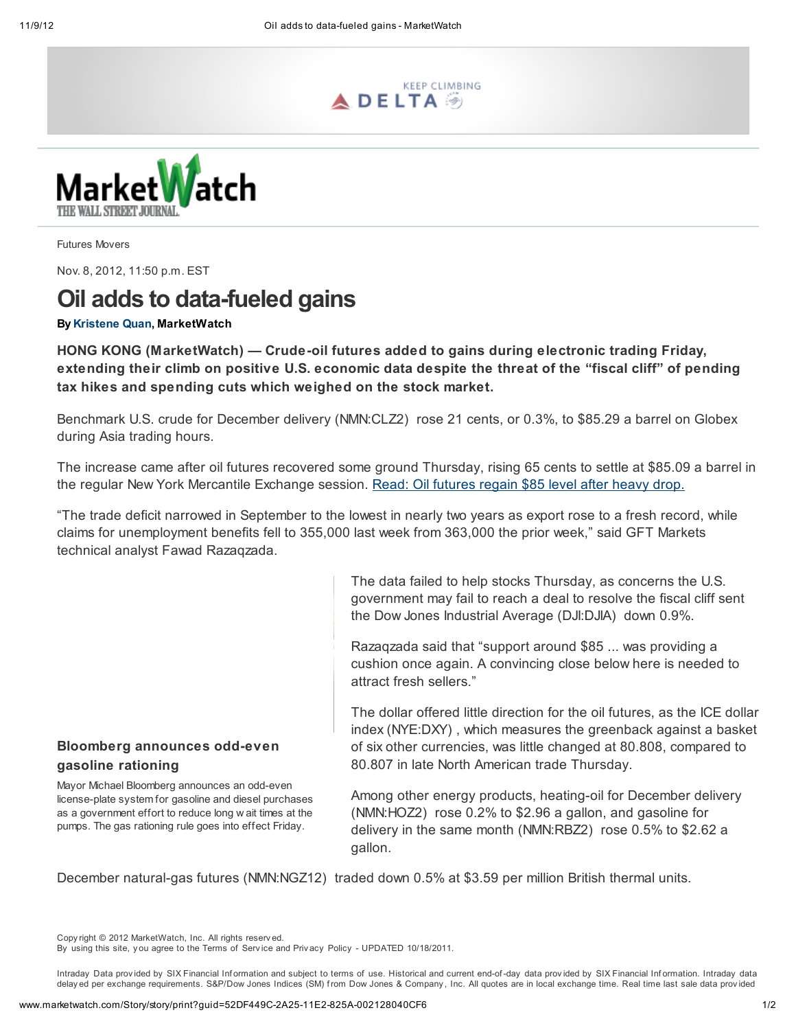Futures Movers

Nov. 8, 2012, 11:50 p.m. EST

# Oil adds to data-fueled gains

**By Kristene Quan, MarketWatch**

**HONG KONG (MarketWatch) — Crude-oil futures added to gains during electronic trading Friday, extending their climb on positive U.S. economic data despite the threat of the "fiscal cliff" of pending tax hikes and spending cuts which weighed on the stock market.**

Benchmark U.S. crude for December delivery (NMN:CLZ2) rose 21 cents, or 0.3%, to $85.29 a barrel on Globex during Asia trading hours.

The increase came after oil futures recovered some ground Thursday, rising 65 cents to settle at $85.09 a barrel in the regular New York Mercantile Exchange session. Read: Oil futures regain $85 level after heavy drop.

"The trade deficit narrowed in September to the lowest in nearly two years as export rose to a fresh record, while claims for unemployment benefits fell to 355,000 last week from 363,000 the prior week," said GFT Markets technical analyst Fawad Razaqzada.

The data failed to help stocks Thursday, as concerns the U.S. government may fail to reach a deal to resolve the fiscal cliff sent the Dow Jones Industrial Average (DJI:DJIA) down 0.9%.

Razaqzada said that "support around $85 ... was providing a cushion once again. A convincing close below here is needed to attract fresh sellers."

The dollar offered little direction for the oil futures, as the ICE dollar index (NYE:DXY) , which measures the greenback against a basket of six other currencies, was little changed at 80.808, compared to 80.807 in late North American trade Thursday.

Among other energy products, heating-oil for December delivery (NMN:HOZ2) rose 0.2% to $2.96 a gallon, and gasoline for delivery in the same month (NMN:RBZ2) rose 0.5% to $2.62 a gallon.

December natural-gas futures (NMN:NGZ12) traded down 0.5% at $3.59 per million British thermal units.

**Bloomberg announces odd-even gasoline rationing**

Mayor Michael Bloomberg announces an odd-even license-plate system for gasoline and diesel purchases as a government effort to reduce long wait times at the pumps. The gas rationing rule goes into effect Friday.

Copyright © 2012 MarketWatch, Inc. All rights reserved.
By using this site, you agree to the Terms of Service and Privacy Policy - UPDATED 10/18/2011.

Intraday Data provided by SIX Financial Information and subject to terms of use. Historical and current end-of-day data provided by SIX Financial Information. Intraday data delayed per exchange requirements. S&P/Dow Jones Indices (SM) from Dow Jones & Company, Inc. All quotes are in local exchange time. Real time last sale data provided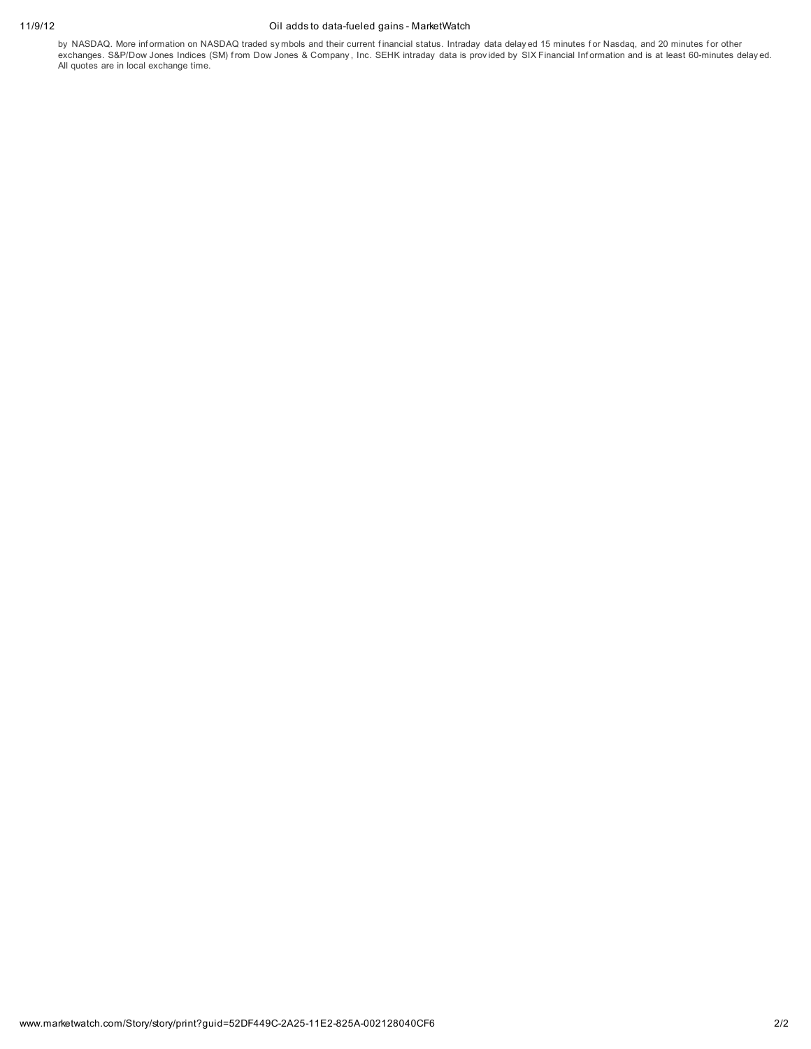by NASDAQ. More information on NASDAQ traded symbols and their current financial status. Intraday data delayed 15 minutes for Nasdaq, and 20 minutes for other exchanges. S&P/Dow Jones Indices (SM) from Dow Jones & Company, Inc. SEHK intraday data is provided by SIX Financial Information and is at least 60-minutes delayed. All quotes are in local exchange time.